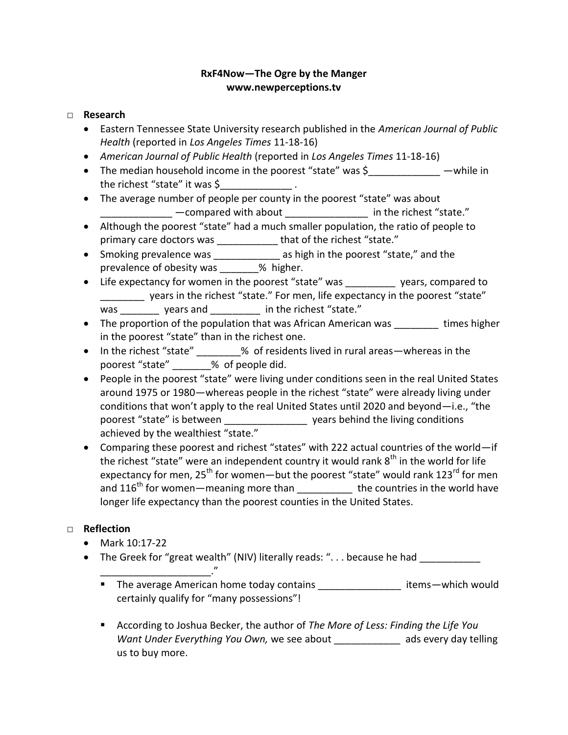**RxF4Now—The Ogre by the Manger**
**www.newperceptions.tv**

- **Research**
  - Eastern Tennessee State University research published in the *American Journal of Public Health* (reported in *Los Angeles Times* 11-18-16)
  - *American Journal of Public Health* (reported in *Los Angeles Times* 11-18-16)
  - The median household income in the poorest "state" was $_____________ —while in the richest "state" it was $_____________ .
  - The average number of people per county in the poorest "state" was about _____________ —compared with about _______________ in the richest "state."
  - Although the poorest "state" had a much smaller population, the ratio of people to primary care doctors was ___________ that of the richest "state."
  - Smoking prevalence was ____________ as high in the poorest "state," and the prevalence of obesity was _______% higher.
  - Life expectancy for women in the poorest "state" was _________ years, compared to ________ years in the richest "state." For men, life expectancy in the poorest "state" was _______ years and _________ in the richest "state."
  - The proportion of the population that was African American was ________ times higher in the poorest "state" than in the richest one.
  - In the richest "state" ________% of residents lived in rural areas—whereas in the poorest "state" _______% of people did.
  - People in the poorest "state" were living under conditions seen in the real United States around 1975 or 1980—whereas people in the richest "state" were already living under conditions that won't apply to the real United States until 2020 and beyond—i.e., "the poorest "state" is between _______________ years behind the living conditions achieved by the wealthiest "state."
  - Comparing these poorest and richest "states" with 222 actual countries of the world—if the richest "state" were an independent country it would rank 8th in the world for life expectancy for men, 25th for women—but the poorest "state" would rank 123rd for men and 116th for women—meaning more than __________ the countries in the world have longer life expectancy than the poorest counties in the United States.

- **Reflection**
  - Mark 10:17-22
  - The Greek for "great wealth" (NIV) literally reads: ". . . because he had ___________ ____________________."
    - The average American home today contains _______________ items—which would certainly qualify for "many possessions"!
    - According to Joshua Becker, the author of *The More of Less: Finding the Life You Want Under Everything You Own,* we see about ____________ ads every day telling us to buy more.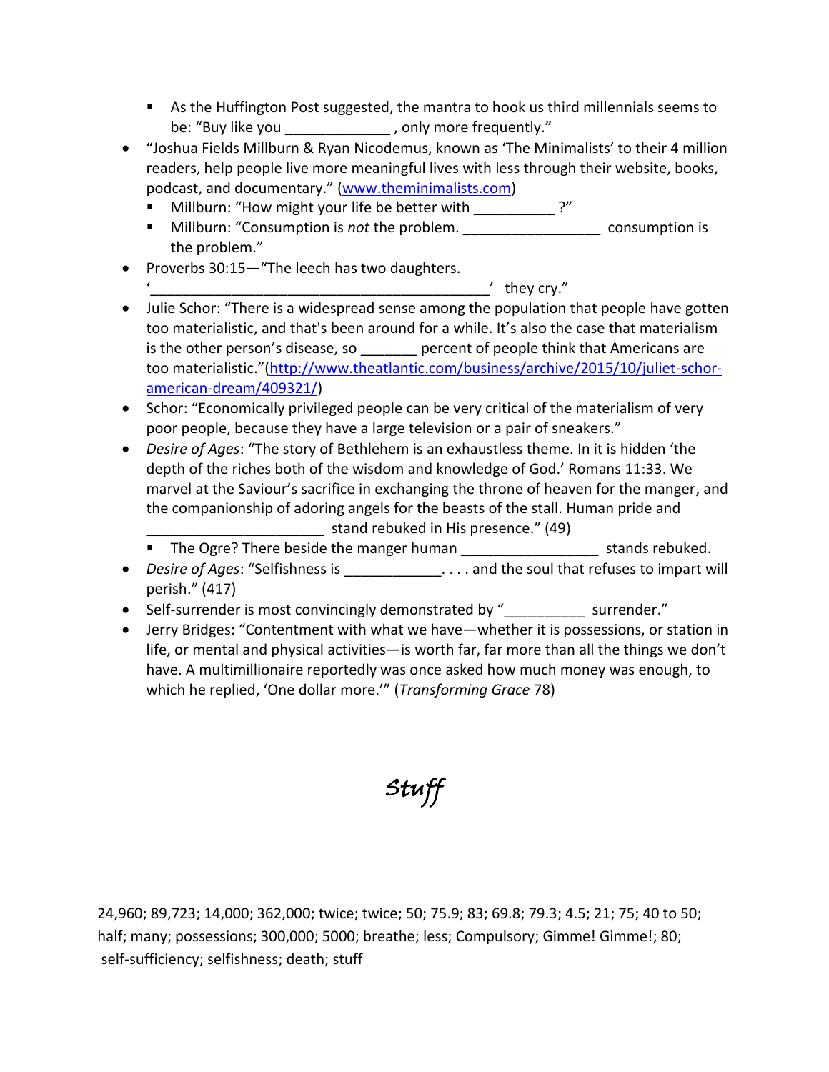- As the Huffington Post suggested, the mantra to hook us third millennials seems to be: "Buy like you _____________ , only more frequently."
- "Joshua Fields Millburn & Ryan Nicodemus, known as 'The Minimalists' to their 4 million readers, help people live more meaningful lives with less through their website, books, podcast, and documentary." (www.theminimalists.com)
  - Millburn: "How might your life be better with __________ ?"
  - Millburn: "Consumption is *not* the problem. _________________ consumption is the problem."
- Proverbs 30:15—"The leech has two daughters. '___________________________________________' they cry."
- Julie Schor: "There is a widespread sense among the population that people have gotten too materialistic, and that's been around for a while. It's also the case that materialism is the other person's disease, so _______ percent of people think that Americans are too materialistic."(http://www.theatlantic.com/business/archive/2015/10/juliet-schor-american-dream/409321/)
- Schor: "Economically privileged people can be very critical of the materialism of very poor people, because they have a large television or a pair of sneakers."
- *Desire of Ages*: "The story of Bethlehem is an exhaustless theme. In it is hidden 'the depth of the riches both of the wisdom and knowledge of God.' Romans 11:33. We marvel at the Saviour's sacrifice in exchanging the throne of heaven for the manger, and the companionship of adoring angels for the beasts of the stall. Human pride and ______________________ stand rebuked in His presence." (49)
  - The Ogre? There beside the manger human _________________ stands rebuked.
- *Desire of Ages*: "Selfishness is ____________. . . . and the soul that refuses to impart will perish." (417)
- Self-surrender is most convincingly demonstrated by "__________ surrender."
- Jerry Bridges: "Contentment with what we have—whether it is possessions, or station in life, or mental and physical activities—is worth far, far more than all the things we don't have. A multimillionaire reportedly was once asked how much money was enough, to which he replied, 'One dollar more.'" (*Transforming Grace* 78)

# *Stuff*

24,960; 89,723; 14,000; 362,000; twice; twice; 50; 75.9; 83; 69.8; 79.3; 4.5; 21; 75; 40 to 50; half; many; possessions; 300,000; 5000; breathe; less; Compulsory; Gimme! Gimme!; 80; self-sufficiency; selfishness; death; stuff